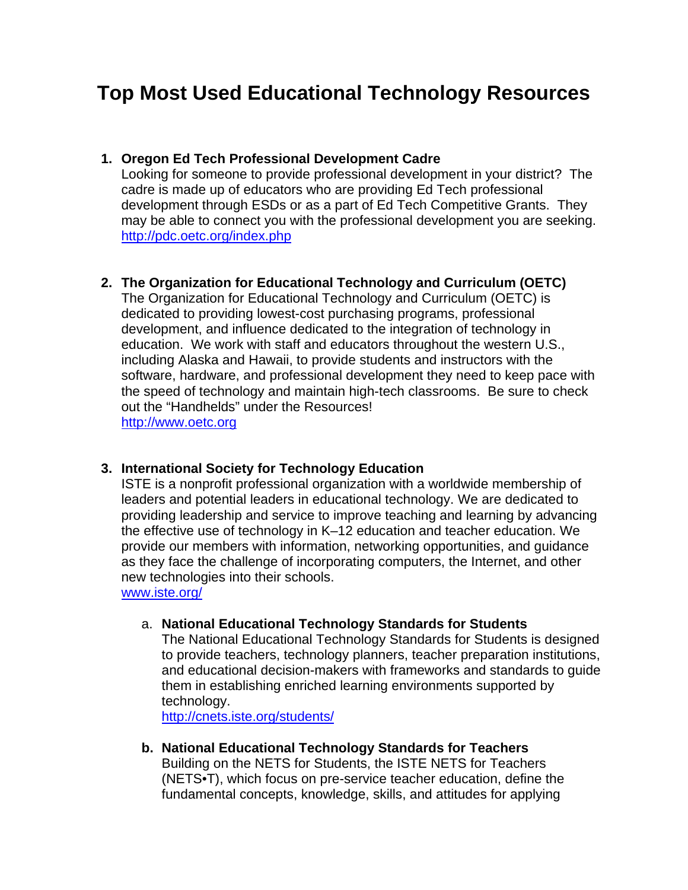# Top Most Used Educational Technology Resources

1. **Oregon Ed Tech Professional Development Cadre**
   Looking for someone to provide professional development in your district? The cadre is made up of educators who are providing Ed Tech professional development through ESDs or as a part of Ed Tech Competitive Grants. They may be able to connect you with the professional development you are seeking.
   http://pdc.oetc.org/index.php

2. **The Organization for Educational Technology and Curriculum (OETC)**
   The Organization for Educational Technology and Curriculum (OETC) is dedicated to providing lowest-cost purchasing programs, professional development, and influence dedicated to the integration of technology in education. We work with staff and educators throughout the western U.S., including Alaska and Hawaii, to provide students and instructors with the software, hardware, and professional development they need to keep pace with the speed of technology and maintain high-tech classrooms. Be sure to check out the "Handhelds" under the Resources!
   http://www.oetc.org

3. **International Society for Technology Education**
   ISTE is a nonprofit professional organization with a worldwide membership of leaders and potential leaders in educational technology. We are dedicated to providing leadership and service to improve teaching and learning by advancing the effective use of technology in K–12 education and teacher education. We provide our members with information, networking opportunities, and guidance as they face the challenge of incorporating computers, the Internet, and other new technologies into their schools.
   www.iste.org/

   a. **National Educational Technology Standards for Students**
      The National Educational Technology Standards for Students is designed to provide teachers, technology planners, teacher preparation institutions, and educational decision-makers with frameworks and standards to guide them in establishing enriched learning environments supported by technology.
      http://cnets.iste.org/students/

   b. **National Educational Technology Standards for Teachers**
      Building on the NETS for Students, the ISTE NETS for Teachers (NETS•T), which focus on pre-service teacher education, define the fundamental concepts, knowledge, skills, and attitudes for applying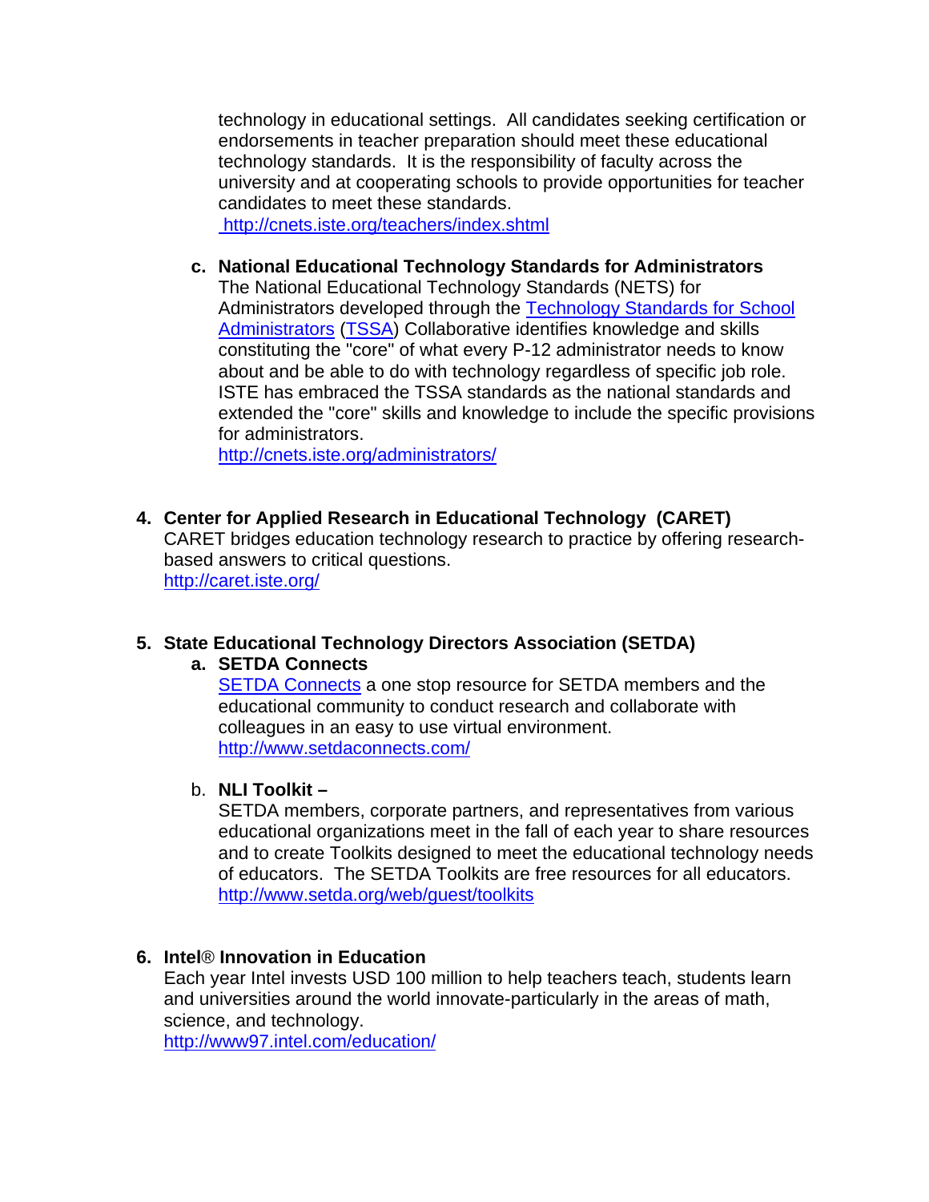technology in educational settings. All candidates seeking certification or endorsements in teacher preparation should meet these educational technology standards. It is the responsibility of faculty across the university and at cooperating schools to provide opportunities for teacher candidates to meet these standards.
[http://cnets.iste.org/teachers/index.shtml](http://cnets.iste.org/teachers/index.shtml)

c. **National Educational Technology Standards for Administrators**
   The National Educational Technology Standards (NETS) for Administrators developed through the Technology Standards for School Administrators (TSSA) Collaborative identifies knowledge and skills constituting the "core" of what every P-12 administrator needs to know about and be able to do with technology regardless of specific job role. ISTE has embraced the TSSA standards as the national standards and extended the "core" skills and knowledge to include the specific provisions for administrators.
   [http://cnets.iste.org/administrators/](http://cnets.iste.org/administrators/)

4. **Center for Applied Research in Educational Technology (CARET)**
   CARET bridges education technology research to practice by offering research-based answers to critical questions.
   [http://caret.iste.org/](http://caret.iste.org/)

5. **State Educational Technology Directors Association (SETDA)**
   a. **SETDA Connects**
      SETDA Connects a one stop resource for SETDA members and the educational community to conduct research and collaborate with colleagues in an easy to use virtual environment.
      [http://www.setdaconnects.com/](http://www.setdaconnects.com/)

   b. **NLI Toolkit –**
      SETDA members, corporate partners, and representatives from various educational organizations meet in the fall of each year to share resources and to create Toolkits designed to meet the educational technology needs of educators. The SETDA Toolkits are free resources for all educators.
      [http://www.setda.org/web/guest/toolkits](http://www.setda.org/web/guest/toolkits)

6. **Intel® Innovation in Education**
   Each year Intel invests USD 100 million to help teachers teach, students learn and universities around the world innovate-particularly in the areas of math, science, and technology.
   [http://www97.intel.com/education/](http://www97.intel.com/education/)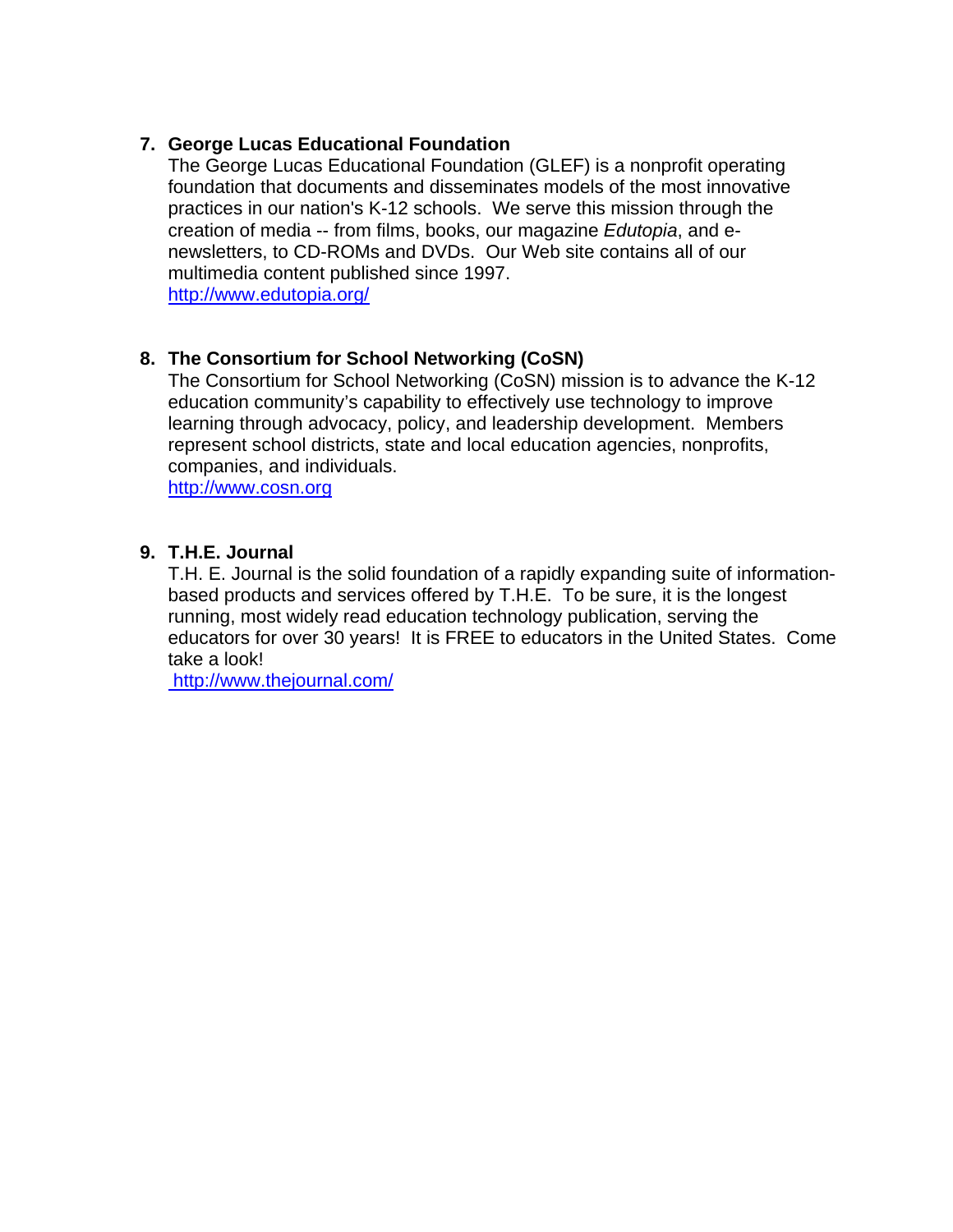7. **George Lucas Educational Foundation**
   The George Lucas Educational Foundation (GLEF) is a nonprofit operating foundation that documents and disseminates models of the most innovative practices in our nation's K-12 schools. We serve this mission through the creation of media -- from films, books, our magazine *Edutopia*, and e-newsletters, to CD-ROMs and DVDs. Our Web site contains all of our multimedia content published since 1997.
   http://www.edutopia.org/

8. **The Consortium for School Networking (CoSN)**
   The Consortium for School Networking (CoSN) mission is to advance the K-12 education community's capability to effectively use technology to improve learning through advocacy, policy, and leadership development. Members represent school districts, state and local education agencies, nonprofits, companies, and individuals.
   http://www.cosn.org

9. **T.H.E. Journal**
   T.H. E. Journal is the solid foundation of a rapidly expanding suite of information-based products and services offered by T.H.E. To be sure, it is the longest running, most widely read education technology publication, serving the educators for over 30 years! It is FREE to educators in the United States. Come take a look!
   http://www.thejournal.com/